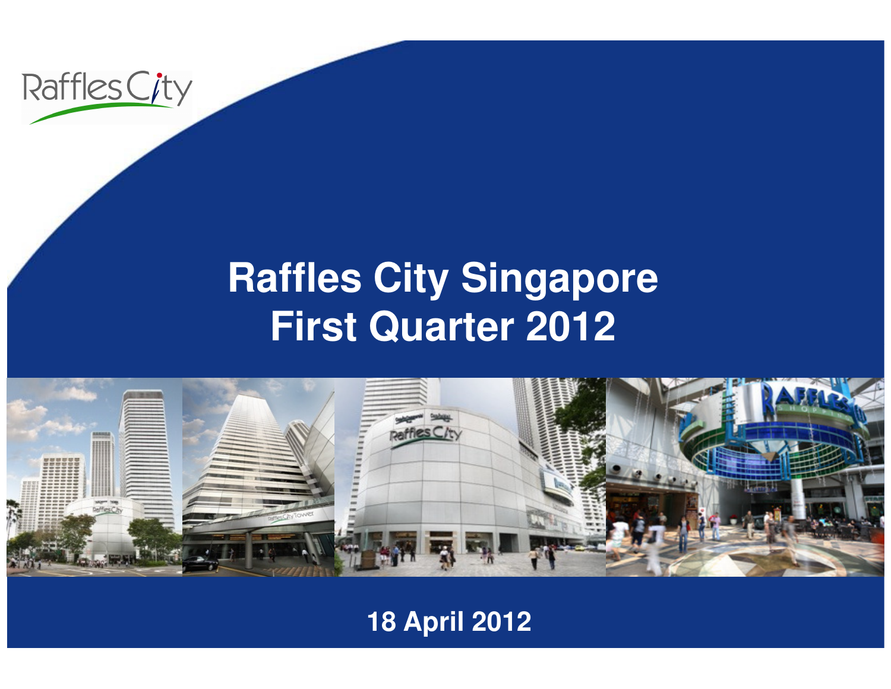# Raffles City Singapore
# First Quarter 2012

18 April 2012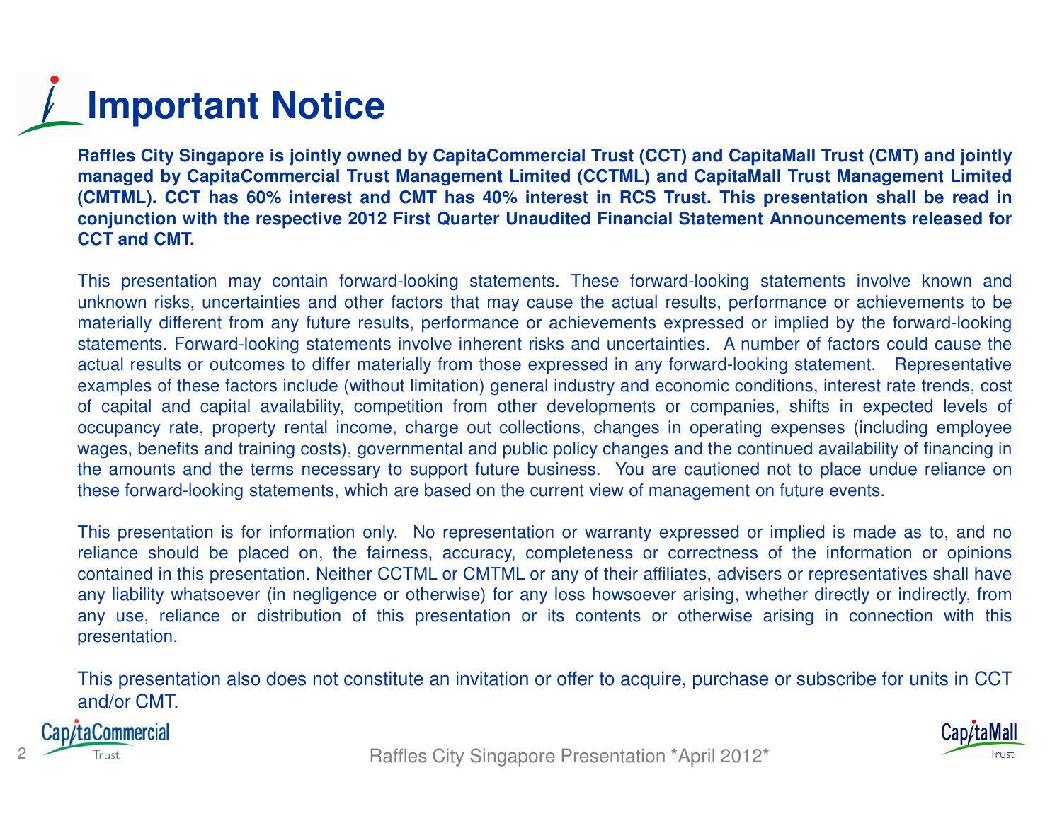# Important Notice

**Raffles City Singapore is jointly owned by CapitaCommercial Trust (CCT) and CapitaMall Trust (CMT) and jointly managed by CapitaCommercial Trust Management Limited (CCTML) and CapitaMall Trust Management Limited (CMTML). CCT has 60% interest and CMT has 40% interest in RCS Trust. This presentation shall be read in conjunction with the respective 2012 First Quarter Unaudited Financial Statement Announcements released for CCT and CMT.**

This presentation may contain forward-looking statements. These forward-looking statements involve known and unknown risks, uncertainties and other factors that may cause the actual results, performance or achievements to be materially different from any future results, performance or achievements expressed or implied by the forward-looking statements. Forward-looking statements involve inherent risks and uncertainties. A number of factors could cause the actual results or outcomes to differ materially from those expressed in any forward-looking statement. Representative examples of these factors include (without limitation) general industry and economic conditions, interest rate trends, cost of capital and capital availability, competition from other developments or companies, shifts in expected levels of occupancy rate, property rental income, charge out collections, changes in operating expenses (including employee wages, benefits and training costs), governmental and public policy changes and the continued availability of financing in the amounts and the terms necessary to support future business. You are cautioned not to place undue reliance on these forward-looking statements, which are based on the current view of management on future events.

This presentation is for information only. No representation or warranty expressed or implied is made as to, and no reliance should be placed on, the fairness, accuracy, completeness or correctness of the information or opinions contained in this presentation. Neither CCTML or CMTML or any of their affiliates, advisers or representatives shall have any liability whatsoever (in negligence or otherwise) for any loss howsoever arising, whether directly or indirectly, from any use, reliance or distribution of this presentation or its contents or otherwise arising in connection with this presentation.

This presentation also does not constitute an invitation or offer to acquire, purchase or subscribe for units in CCT and/or CMT.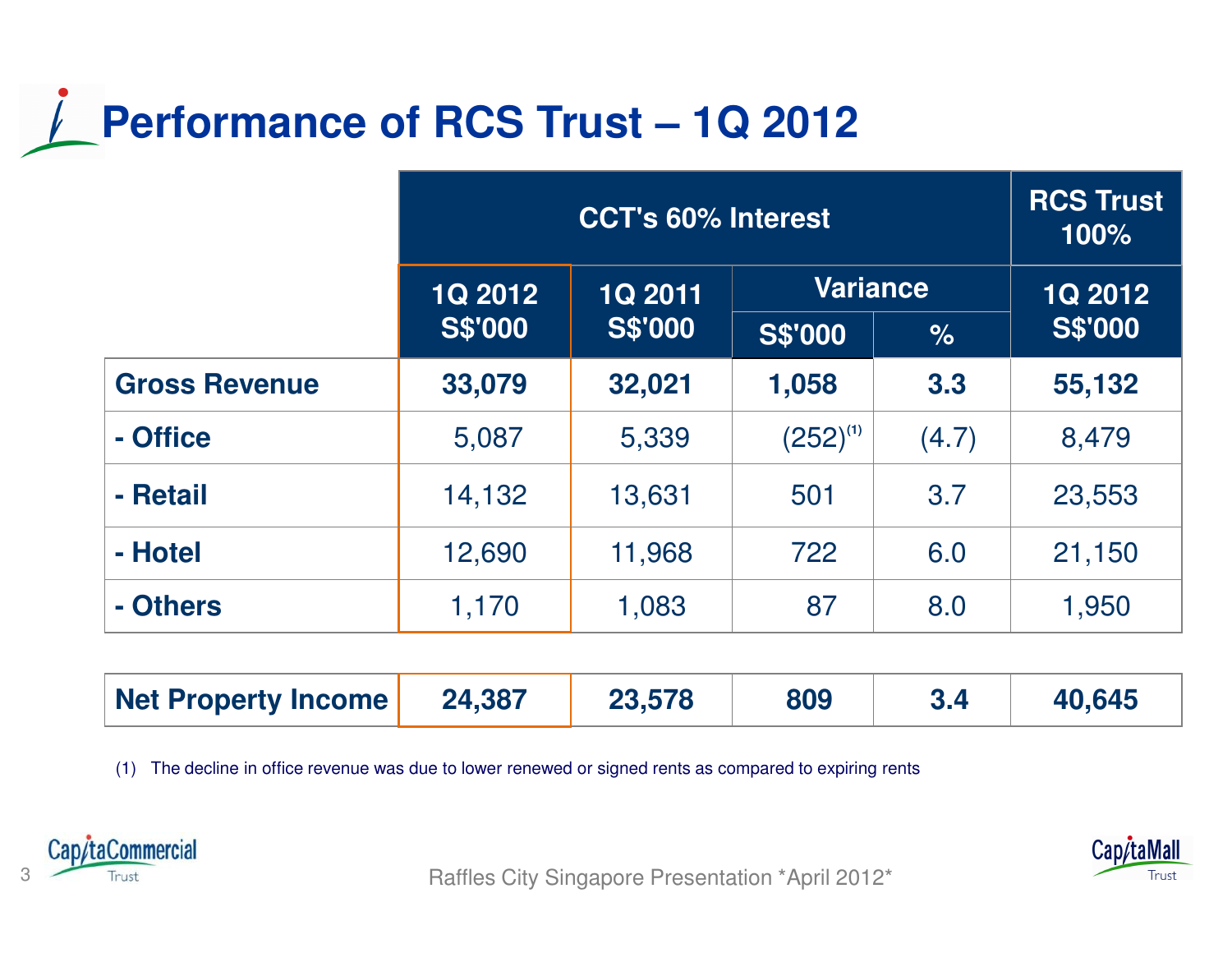# Performance of RCS Trust – 1Q 2012

| | CCT's 60% Interest | | | | RCS Trust 100% |
|---|---|---|---|---|---|
| | 1Q 2012 S$'000 | 1Q 2011 S$'000 | Variance | | 1Q 2012 S$'000 |
| | | | S$'000 | % | |
| **Gross Revenue** | **33,079** | **32,021** | **1,058** | **3.3** | **55,132** |
| **- Office** | 5,087 | 5,339 | (252)[1] | (4.7) | 8,479 |
| **- Retail** | 14,132 | 13,631 | 501 | 3.7 | 23,553 |
| **- Hotel** | 12,690 | 11,968 | 722 | 6.0 | 21,150 |
| **- Others** | 1,170 | 1,083 | 87 | 8.0 | 1,950 |
| | | | | | |
| **Net Property Income** | **24,387** | **23,578** | **809** | **3.4** | **40,645** |

(1) The decline in office revenue was due to lower renewed or signed rents as compared to expiring rents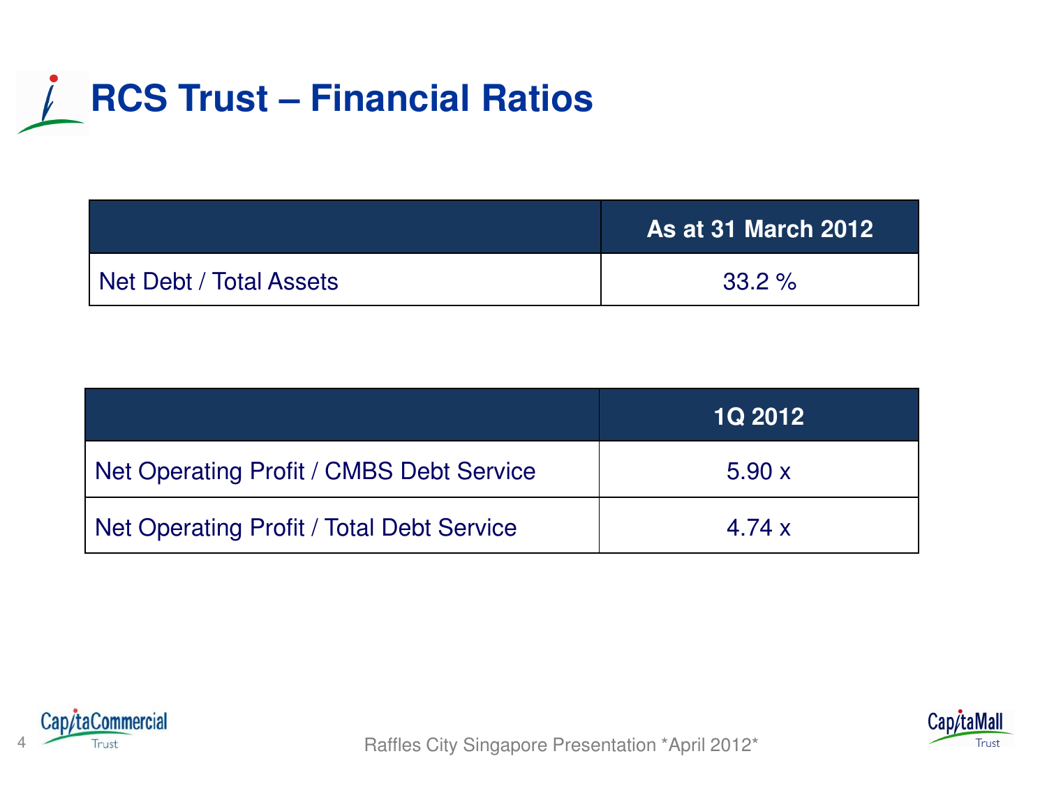# RCS Trust – Financial Ratios

| | As at 31 March 2012 |
|---|---|
| Net Debt / Total Assets | 33.2 % |

| | 1Q 2012 |
|---|---|
| Net Operating Profit / CMBS Debt Service | 5.90 x |
| Net Operating Profit / Total Debt Service | 4.74 x |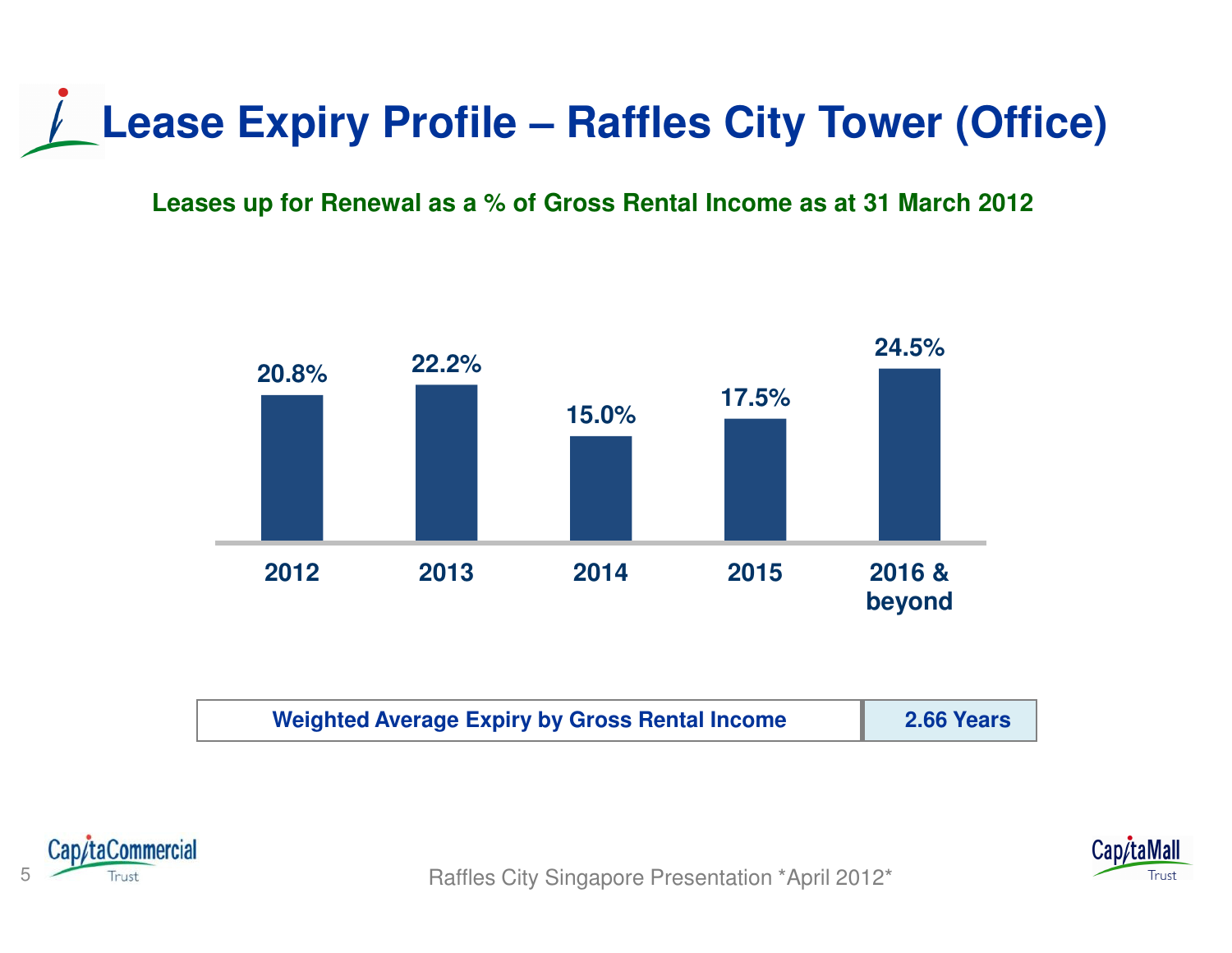# Lease Expiry Profile – Raffles City Tower (Office)

**Leases up for Renewal as a % of Gross Rental Income as at 31 March 2012**

| 2012 | 2013 | 2014 | 2015 | 2016 & beyond |
|---|---|---|---|---|
| 20.8% | 22.2% | 15.0% | 17.5% | 24.5% |

| Weighted Average Expiry by Gross Rental Income | 2.66 Years |
|---|---|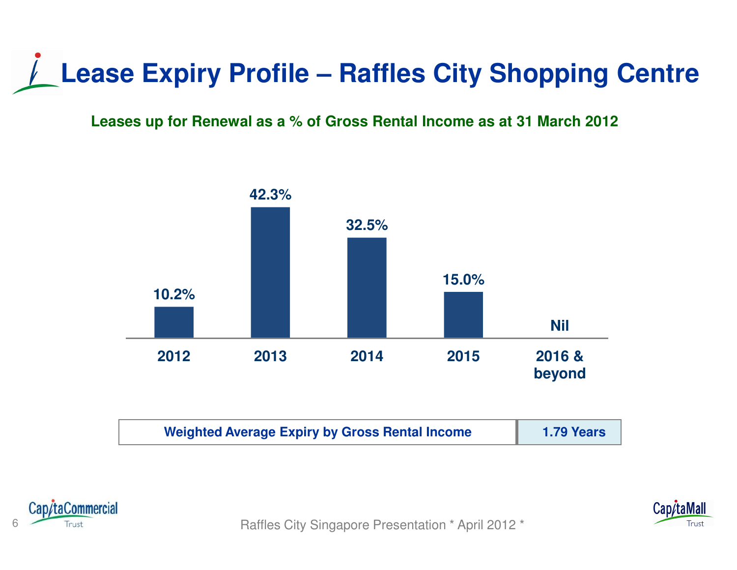# Lease Expiry Profile – Raffles City Shopping Centre

**Leases up for Renewal as a % of Gross Rental Income as at 31 March 2012**

| 2012 | 2013 | 2014 | 2015 | 2016 & beyond |
|---|---|---|---|---|
| 10.2% | 42.3% | 32.5% | 15.0% | Nil |

| Weighted Average Expiry by Gross Rental Income | 1.79 Years |
|---|---|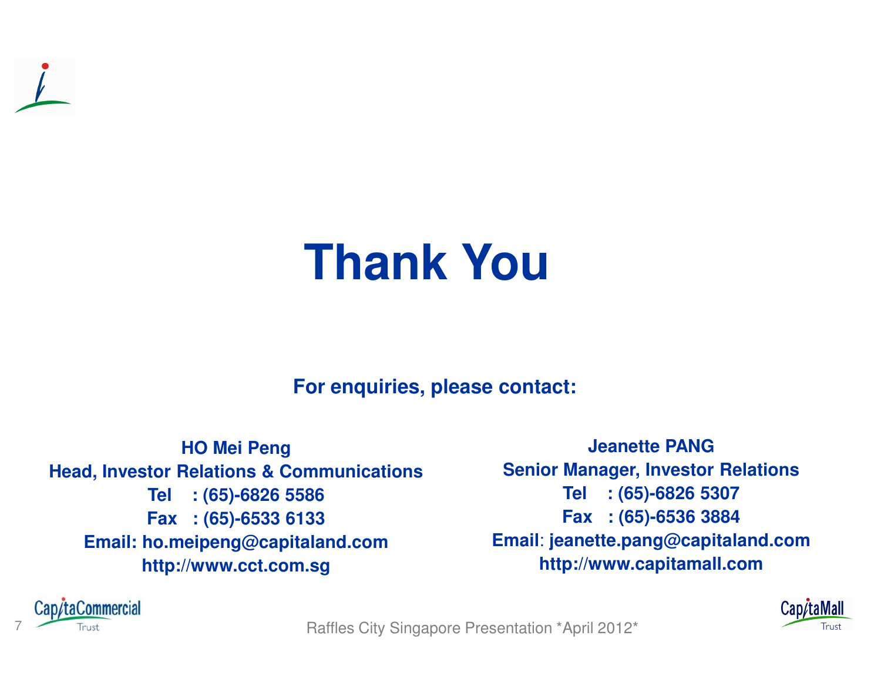# Thank You

**For enquiries, please contact:**

**HO Mei Peng**
**Head, Investor Relations & Communications**
**Tel : (65)-6826 5586**
**Fax : (65)-6533 6133**
**Email: ho.meipeng@capitaland.com**
**http://www.cct.com.sg**

**Jeanette PANG**
**Senior Manager, Investor Relations**
**Tel : (65)-6826 5307**
**Fax : (65)-6536 3884**
**Email: jeanette.pang@capitaland.com**
**http://www.capitamall.com**